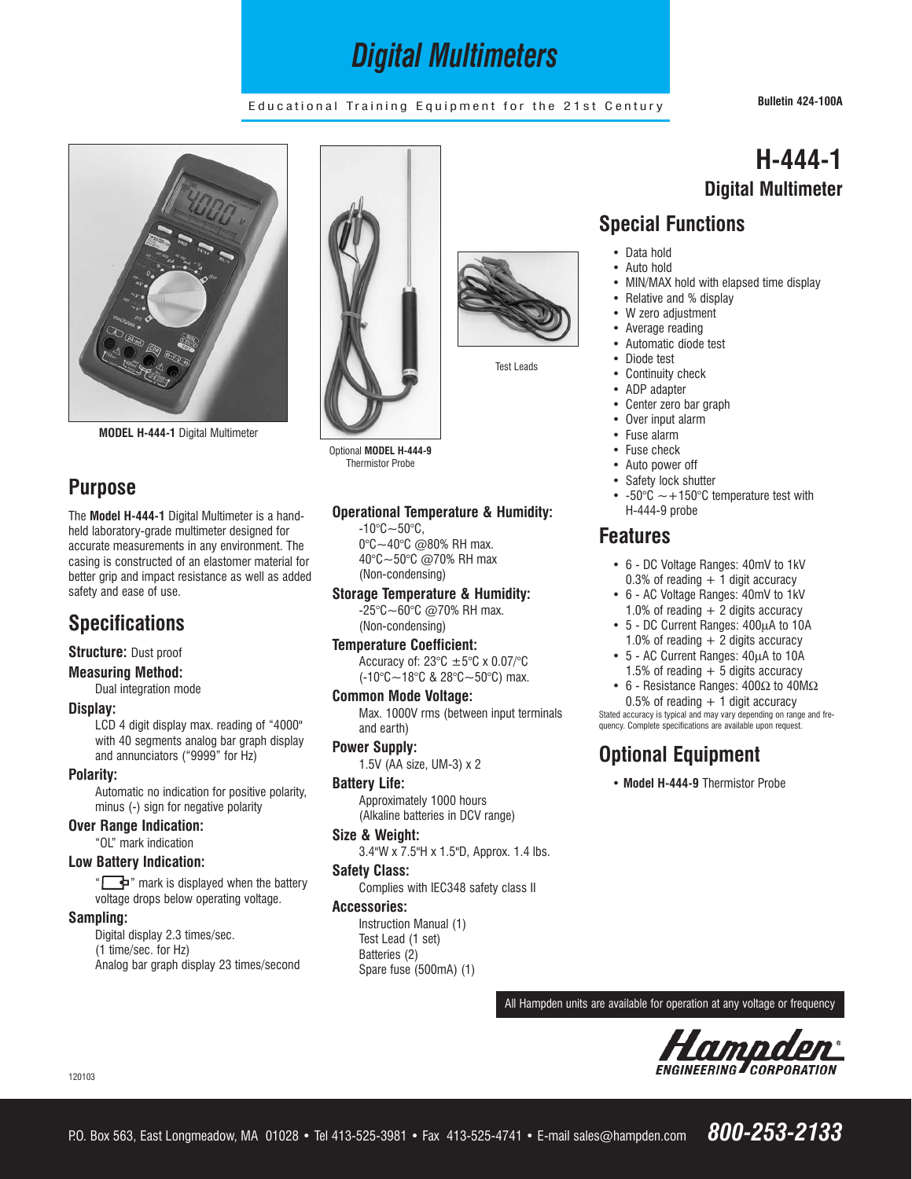# Digital Multimeters

Educational Training Equipment for the 21st Century

Bulletin 424-100A

# H-444-1
## Digital Multimeter

MODEL **H-444-1** Digital Multimeter

Optional **MODEL H-444-9** Thermistor Probe

Test Leads

## Purpose

The **Model H-444-1** Digital Multimeter is a hand-held laboratory-grade multimeter designed for accurate measurements in any environment. The casing is constructed of an elastomer material for better grip and impact resistance as well as added safety and ease of use.

## Specifications

**Structure:** Dust proof

**Measuring Method:**
Dual integration mode

**Display:**
LCD 4 digit display max. reading of "4000" with 40 segments analog bar graph display and annunciators ("9999" for Hz)

**Polarity:**
Automatic no indication for positive polarity, minus (-) sign for negative polarity

**Over Range Indication:**
"OL" mark indication

**Low Battery Indication:**
" " mark is displayed when the battery voltage drops below operating voltage.

**Sampling:**
Digital display 2.3 times/sec.
(1 time/sec. for Hz)
Analog bar graph display 23 times/second

**Operational Temperature & Humidity:**
-10°C~50°C,
0°C~40°C @80% RH max.
40°C~50°C @70% RH max
(Non-condensing)

**Storage Temperature & Humidity:**
-25°C~60°C @70% RH max.
(Non-condensing)

**Temperature Coefficient:**
Accuracy of: 23°C ±5°C x 0.07/°C
(-10°C~18°C & 28°C~50°C) max.

**Common Mode Voltage:**
Max. 1000V rms (between input terminals and earth)

**Power Supply:**
1.5V (AA size, UM-3) x 2

**Battery Life:**
Approximately 1000 hours
(Alkaline batteries in DCV range)

**Size & Weight:**
3.4"W x 7.5"H x 1.5"D, Approx. 1.4 lbs.

**Safety Class:**
Complies with IEC348 safety class II

**Accessories:**
Instruction Manual (1)
Test Lead (1 set)
Batteries (2)
Spare fuse (500mA) (1)

## Special Functions

- Data hold
- Auto hold
- MIN/MAX hold with elapsed time display
- Relative and % display
- W zero adjustment
- Average reading
- Automatic diode test
- Diode test
- Continuity check
- ADP adapter
- Center zero bar graph
- Over input alarm
- Fuse alarm
- Fuse check
- Auto power off
- Safety lock shutter
- -50°C ~+150°C temperature test with H-444-9 probe

## Features

- 6 - DC Voltage Ranges: 40mV to 1kV
  0.3% of reading + 1 digit accuracy
- 6 - AC Voltage Ranges: 40mV to 1kV
  1.0% of reading + 2 digits accuracy
- 5 - DC Current Ranges: 400µA to 10A
  1.0% of reading + 2 digits accuracy
- 5 - AC Current Ranges: 40µA to 10A
  1.5% of reading + 5 digits accuracy
- 6 - Resistance Ranges: 400Ω to 40MΩ
  0.5% of reading + 1 digit accuracy

Stated accuracy is typical and may vary depending on range and frequency. Complete specifications are available upon request.

## Optional Equipment

- **Model H-444-9** Thermistor Probe

All Hampden units are available for operation at any voltage or frequency

Hampden ENGINEERING CORPORATION

120103

P.O. Box 563, East Longmeadow, MA 01028 • Tel 413-525-3981 • Fax 413-525-4741 • E-mail sales@hampden.com **800-253-2133**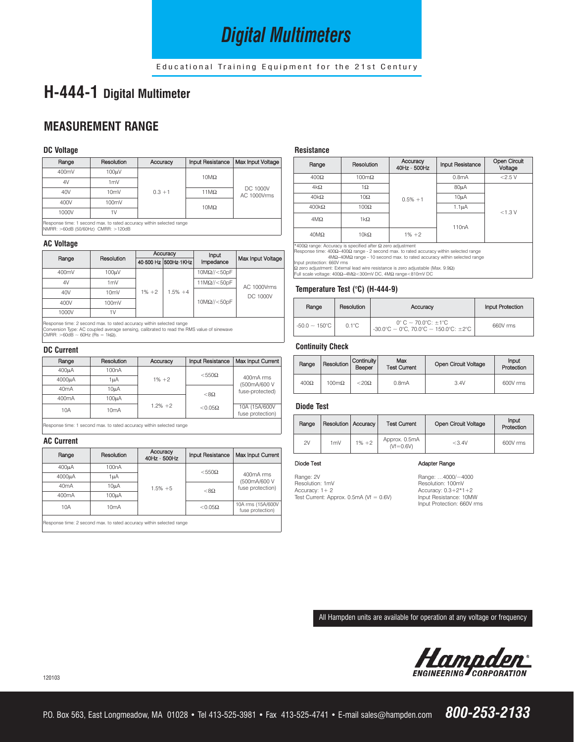# Digital Multimeters

Educational Training Equipment for the 21st Century

# H-444-1 Digital Multimeter

## MEASUREMENT RANGE

### DC Voltage

| Range | Resolution | Accuracy | Input Resistance | Max Input Voltage |
|---|---|---|---|---|
| 400mV | 100µV | 0.3 +1 | 10MΩ | DC 1000V AC 1000Vrms |
| 4V | 1mV | | | |
| 40V | 10mV | | 11MΩ | |
| 400V | 100mV | | 10MΩ | |
| 1000V | 1V | | | |

Response time: 1 second max. to rated accuracy within selected range
NMRR: >60dB (50/60Hz) CMRR: >120dB

### AC Voltage

| Range | Resolution | Accuracy | | Input Impedance | Max Input Voltage |
|---|---|---|---|---|---|
| | | 40-500 Hz | 500Hz-1KHz | | |
| 400mV | 100µV | 1% +2 | 1.5% +4 | 10MΩ//<50pF | AC 1000Vrms DC 1000V |
| 4V | 1mV | | | 11MΩ//<50pF | |
| 40V | 10mV | | | 10MΩ//<50pF | |
| 400V | 100mV | | | | |
| 1000V | 1V | | | | |

Response time: 2 second max. to rated accuracy within selected range
Conversion Type: AC coupled average sensing, calibrated to read the RMS value of sinewave
CMRR: >60dB ~ 60Hz (Rs = 1kΩ).

### DC Current

| Range | Resolution | Accuracy | Input Resistance | Max Input Current |
|---|---|---|---|---|
| 400µA | 100nA | 1% +2 | <550Ω | 400mA rms (500mA/600 V fuse-protected) |
| 4000µA | 1µA | | | |
| 40mA | 10µA | | <8Ω | |
| 400mA | 100µA | 1.2% +2 | | |
| 10A | 10mA | | <0.05Ω | 10A (15A/600V fuse protection) |

Response time: 1 second max. to rated accuracy within selected range

### AC Current

| Range | Resolution | Accuracy 40Hz - 500Hz | Input Resistance | Max Input Current |
|---|---|---|---|---|
| 400µA | 100nA | 1.5% +5 | <550Ω | 400mA rms (500mA/600 V fuse protection) |
| 4000µA | 1µA | | | |
| 40mA | 10µA | | <8Ω | |
| 400mA | 100µA | | | |
| 10A | 10mA | | <0.05Ω | 10A rms (15A/600V fuse protection) |

Response time: 2 second max. to rated accuracy within selected range

### Resistance

| Range | Resolution | Accuracy 40Hz - 500Hz | Input Resistance | Open Circuit Voltage |
|---|---|---|---|---|
| 400Ω | 100mΩ | 0.5% +1 | 0.8mA | <2.5 V |
| 4kΩ | 1Ω | | 80µA | <1.3 V |
| 40kΩ | 10Ω | | 10µA | |
| 400kΩ | 100Ω | | 1.1µA | |
| 4MΩ | 1kΩ | | 110nA | |
| 40MΩ | 10kΩ | 1% +2 | | |

*400Ω range: Accuracy is specified after Ω zero adjustment
Response time: 400Ω~400Ω range - 2 second max. to rated accuracy within selected range
4MΩ~40MΩ range - 10 second max. to rated accuracy within selected range
Input protection: 660V rms
Ω zero adjustment: External lead wire resistance is zero adjustable (Max. 9.9Ω)
Full scale voltage: 400Ω~4MΩ<300mV DC, 4MΩ range<810mV DC

### Temperature Test (°C) (H-444-9)

| Range | Resolution | Accuracy | Input Protection |
|---|---|---|---|
| -50.0 ~ 150°C | 0.1°C | 0° C ~ 70.0°C: ±1°C<br>-30.0°C ~ 0°C, 70.0°C ~ 150.0°C: ±2°C | 660V rms |

### Continuity Check

| Range | Resolution | Continuity Beeper | Max Test Current | Open Circuit Voltage | Input Protection |
|---|---|---|---|---|---|
| 400Ω | 100mΩ | <20Ω | 0.8mA | 3.4V | 600V rms |

### Diode Test

| Range | Resolution | Accuracy | Test Current | Open Circuit Voltage | Input Protection |
|---|---|---|---|---|---|
| 2V | 1mV | 1% +2 | Approx. 0.5mA (Vf=0.6V) | <3.4V | 600V rms |

**Diode Test**

Range: 2V
Resolution: 1mV
Accuracy: 1+ 2
Test Current: Approx. 0.5mA (Vf = 0.6V)

**Adapter Range**

Range: ...4000/~4000
Resolution: 100mV
Accuracy: 0.3+2*1+2
Input Resistance: 10MW
Input Protection: 660V rms

All Hampden units are available for operation at any voltage or frequency

Hampden ENGINEERING CORPORATION

120103

P.O. Box 563, East Longmeadow, MA 01028 • Tel 413-525-3981 • Fax 413-525-4741 • E-mail sales@hampden.com **800-253-2133**